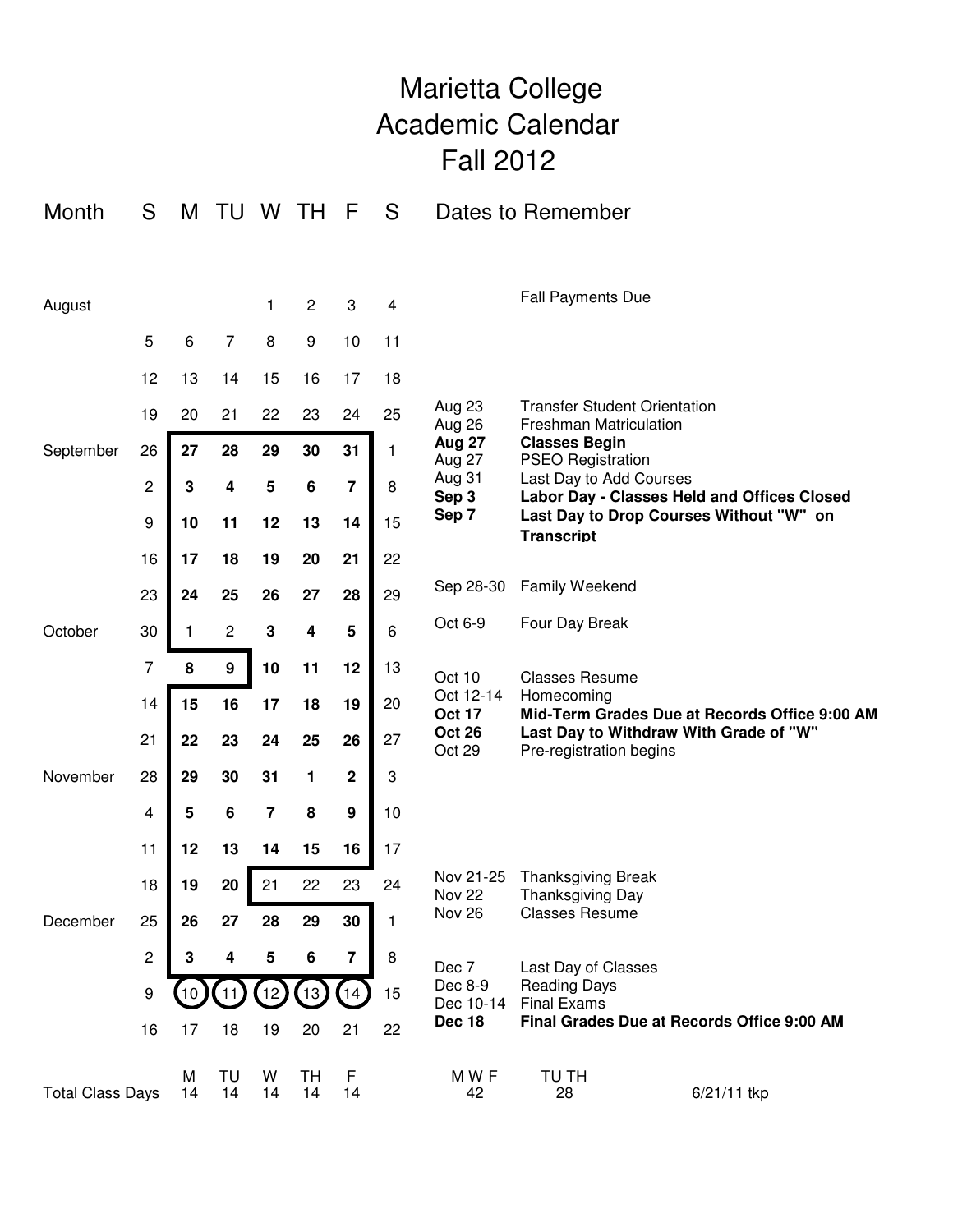# Marietta College
# Academic Calendar
# Fall 2012

| Month | S | M | TU | W | TH | F | S | Dates to Remember | |
|---|---|---|---|---|---|---|---|---|---|
| August | | | | 1 | 2 | 3 | 4 | | Fall Payments Due |
| | 5 | 6 | 7 | 8 | 9 | 10 | 11 | | |
| | 12 | 13 | 14 | 15 | 16 | 17 | 18 | | |
| | 19 | 20 | 21 | 22 | 23 | 24 | 25 | Aug 23 | Transfer Student Orientation |
| | | | | | | | | Aug 26 | Freshman Matriculation |
| September | 26 | **27** | **28** | **29** | **30** | **31** | 1 | **Aug 27** | **Classes Begin** |
| | | | | | | | | Aug 27 | PSEO Registration |
| | 2 | **3** | **4** | **5** | **6** | **7** | 8 | Aug 31 | Last Day to Add Courses |
| | | | | | | | | **Sep 3** | **Labor Day - Classes Held and Offices Closed** |
| | 9 | **10** | **11** | **12** | **13** | **14** | 15 | **Sep 7** | **Last Day to Drop Courses Without "W" on Transcript** |
| | 16 | **17** | **18** | **19** | **20** | **21** | 22 | | |
| | 23 | **24** | **25** | **26** | **27** | **28** | 29 | Sep 28-30 | Family Weekend |
| October | 30 | 1 | 2 | **3** | **4** | **5** | 6 | Oct 6-9 | Four Day Break |
| | 7 | **8** | **9** | **10** | **11** | **12** | 13 | Oct 10 | Classes Resume |
| | 14 | **15** | **16** | **17** | **18** | **19** | 20 | Oct 12-14 | Homecoming |
| | | | | | | | | **Oct 17** | **Mid-Term Grades Due at Records Office 9:00 AM** |
| | 21 | **22** | **23** | **24** | **25** | **26** | 27 | **Oct 26** | **Last Day to Withdraw With Grade of "W"** |
| | | | | | | | | Oct 29 | Pre-registration begins |
| November | 28 | **29** | **30** | **31** | **1** | **2** | 3 | | |
| | 4 | **5** | **6** | **7** | **8** | **9** | 10 | | |
| | 11 | **12** | **13** | **14** | **15** | **16** | 17 | | |
| | 18 | **19** | **20** | 21 | 22 | 23 | 24 | Nov 21-25 | Thanksgiving Break |
| | | | | | | | | Nov 22 | Thanksgiving Day |
| December | 25 | **26** | **27** | **28** | **29** | **30** | 1 | Nov 26 | Classes Resume |
| | 2 | **3** | **4** | **5** | **6** | **7** | 8 | Dec 7 | Last Day of Classes |
| | 9 | (10) | (11) | (12) | (13) | (14) | 15 | Dec 8-9 | Reading Days |
| | | | | | | | | Dec 10-14 | Final Exams |
| | 16 | 17 | 18 | 19 | 20 | 21 | 22 | **Dec 18** | **Final Grades Due at Records Office 9:00 AM** |

| | M | TU | W | TH | F | M W F | TU TH |
|---|---|---|---|---|---|---|---|
| Total Class Days | 14 | 14 | 14 | 14 | 14 | 42 | 28 |

6/21/11 tkp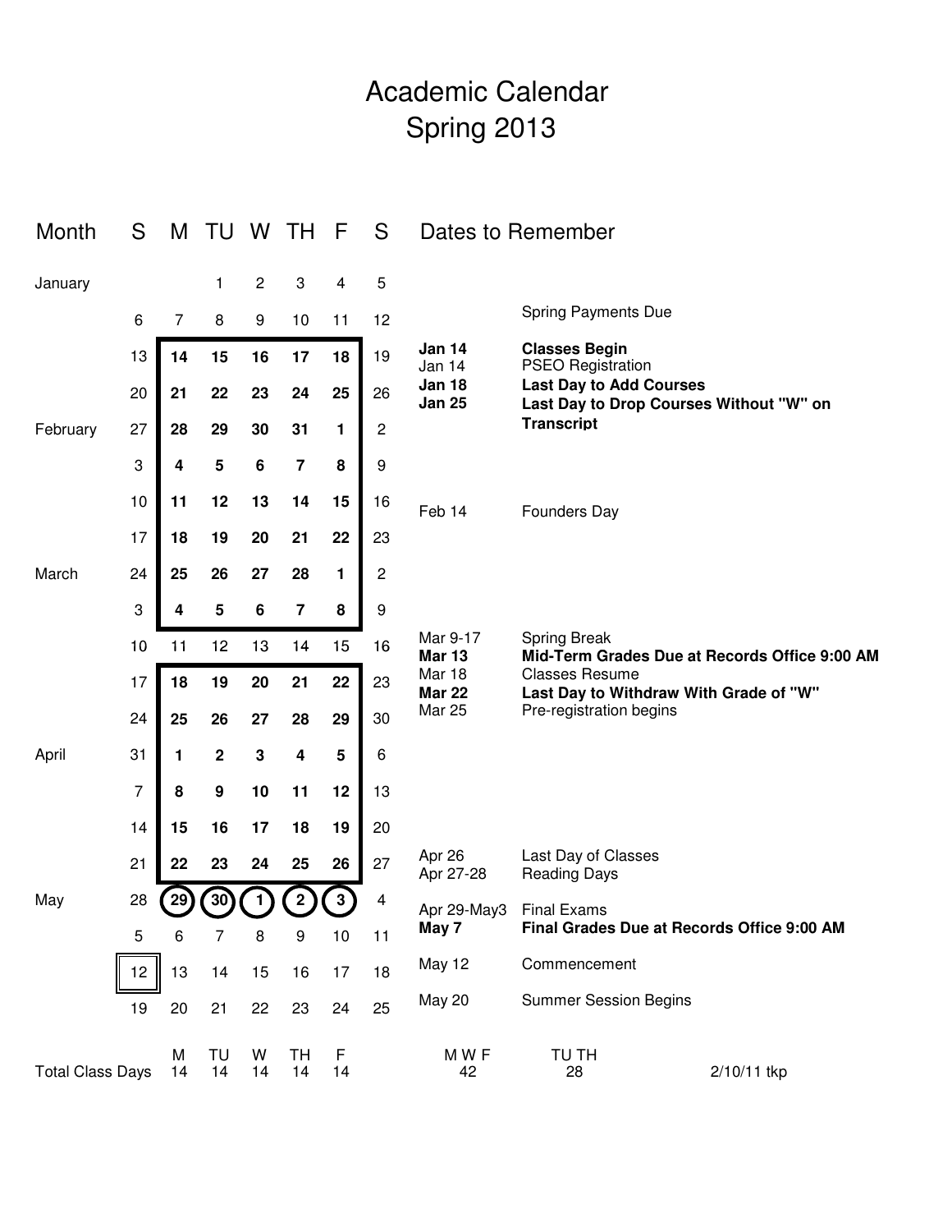# Academic Calendar
# Spring 2013

| Month | S | M | TU | W | TH | F | S | Dates to Remember | |
|---|---|---|---|---|---|---|---|---|---|
| January | | | 1 | 2 | 3 | 4 | 5 | | |
| | 6 | 7 | 8 | 9 | 10 | 11 | 12 | | Spring Payments Due |
| | 13 | **14** | **15** | **16** | **17** | **18** | 19 | **Jan 14**<br>Jan 14 | **Classes Begin**<br>PSEO Registration |
| | 20 | **21** | **22** | **23** | **24** | **25** | 26 | **Jan 18**<br>**Jan 25** | **Last Day to Add Courses**<br>**Last Day to Drop Courses Without "W" on Transcript** |
| February | 27 | **28** | **29** | **30** | **31** | **1** | 2 | | |
| | 3 | **4** | **5** | **6** | **7** | **8** | 9 | | |
| | 10 | **11** | **12** | **13** | **14** | **15** | 16 | Feb 14 | Founders Day |
| | 17 | **18** | **19** | **20** | **21** | **22** | 23 | | |
| March | 24 | **25** | **26** | **27** | **28** | **1** | 2 | | |
| | 3 | **4** | **5** | **6** | **7** | **8** | 9 | | |
| | 10 | 11 | 12 | 13 | 14 | 15 | 16 | Mar 9-17<br>**Mar 13** | Spring Break<br>**Mid-Term Grades Due at Records Office 9:00 AM** |
| | 17 | **18** | **19** | **20** | **21** | **22** | 23 | Mar 18<br>**Mar 22** | Classes Resume<br>**Last Day to Withdraw With Grade of "W"** |
| | 24 | **25** | **26** | **27** | **28** | **29** | 30 | Mar 25 | Pre-registration begins |
| April | 31 | **1** | **2** | **3** | **4** | **5** | 6 | | |
| | 7 | **8** | **9** | **10** | **11** | **12** | 13 | | |
| | 14 | **15** | **16** | **17** | **18** | **19** | 20 | | |
| | 21 | **22** | **23** | **24** | **25** | **26** | 27 | Apr 26<br>Apr 27-28 | Last Day of Classes<br>Reading Days |
| May | 28 | **29** | **30** | **1** | **2** | **3** | 4 | Apr 29-May3 | Final Exams |
| | 5 | 6 | 7 | 8 | 9 | 10 | 11 | **May 7** | **Final Grades Due at Records Office 9:00 AM** |
| | 12 | 13 | 14 | 15 | 16 | 17 | 18 | May 12 | Commencement |
| | 19 | 20 | 21 | 22 | 23 | 24 | 25 | May 20 | Summer Session Begins |

| | M | TU | W | TH | F | M W F | TU TH | |
|---|---|---|---|---|---|---|---|---|
| Total Class Days | 14 | 14 | 14 | 14 | 14 | 42 | 28 | 2/10/11 tkp |